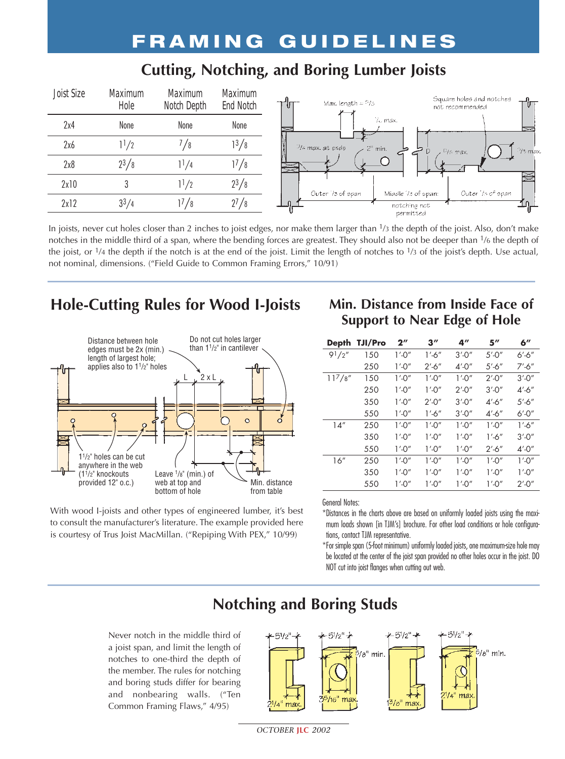# FRAMING GUIDELINES

## Cutting, Notching, and Boring Lumber Joists

| Joist Size | Maximum Hole | Maximum Notch Depth | Maximum End Notch |
|---|---|---|---|
| 2x4 | None | None | None |
| 2x6 | $1^1/_2$ | $^7/_8$ | $1^3/_8$ |
| 2x8 | $2^3/_8$ | $1^1/_4$ | $1^7/_8$ |
| 2x10 | 3 | $1^1/_2$ | $2^3/_8$ |
| 2x12 | $3^3/_4$ | $1^7/_8$ | $2^7/_8$ |

In joists, never cut holes closer than 2 inches to joist edges, nor make them larger than 1/3 the depth of the joist. Also, don't make notches in the middle third of a span, where the bending forces are greatest. They should also not be deeper than 1/6 the depth of the joist, or 1/4 the depth if the notch is at the end of the joist. Limit the length of notches to 1/3 of the joist's depth. Use actual, not nominal, dimensions. ("Field Guide to Common Framing Errors," 10/91)

## Hole-Cutting Rules for Wood I-Joists

With wood I-joists and other types of engineered lumber, it's best to consult the manufacturer's literature. The example provided here is courtesy of Trus Joist MacMillan. ("Repiping With PEX," 10/99)

## Min. Distance from Inside Face of Support to Near Edge of Hole

| Depth | TJI/Pro | 2″ | 3″ | 4″ | 5″ | 6″ |
|---|---|---|---|---|---|---|
| $9^1/_2$″ | 150 | 1′-0″ | 1′-6″ | 3′-0″ | 5′-0″ | 6′-6″ |
| | 250 | 1′-0″ | 2′-6″ | 4′-0″ | 5′-6″ | 7′-6″ |
| $11^7/_8$″ | 150 | 1′-0″ | 1′-0″ | 1′-0″ | 2′-0″ | 3′-0″ |
| | 250 | 1′-0″ | 1′-0″ | 2′-0″ | 3′-0″ | 4′-6″ |
| | 350 | 1′-0″ | 2′-0″ | 3′-0″ | 4′-6″ | 5′-6″ |
| | 550 | 1′-0″ | 1′-6″ | 3′-0″ | 4′-6″ | 6′-0″ |
| 14″ | 250 | 1′-0″ | 1′-0″ | 1′-0″ | 1′-0″ | 1′-6″ |
| | 350 | 1′-0″ | 1′-0″ | 1′-0″ | 1′-6″ | 3′-0″ |
| | 550 | 1′-0″ | 1′-0″ | 1′-0″ | 2′-6″ | 4′-0″ |
| 16″ | 250 | 1′-0″ | 1′-0″ | 1′-0″ | 1′-0″ | 1′-0″ |
| | 350 | 1′-0″ | 1′-0″ | 1′-0″ | 1′-0″ | 1′-0″ |
| | 550 | 1′-0″ | 1′-0″ | 1′-0″ | 1′-0″ | 2′-0″ |

General Notes:

*Distances in the charts above are based on uniformly loaded joists using the maximum loads shown [in TJM's] brochure. For other load conditions or hole configurations, contact TJM representative.

*For simple span (5-foot minimum) uniformly loaded joists, one maximum-size hole may be located at the center of the joist span provided no other holes occur in the joist. DO NOT cut into joist flanges when cutting out web.

## Notching and Boring Studs

Never notch in the middle third of a joist span, and limit the length of notches to one-third the depth of the member. The rules for notching and boring studs differ for bearing and nonbearing walls. ("Ten Common Framing Flaws," 4/95)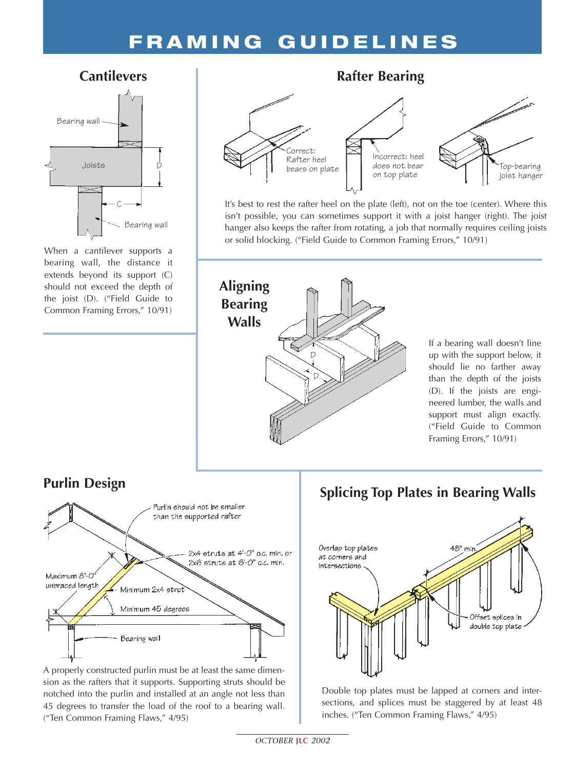# FRAMING GUIDELINES

## Cantilevers

When a cantilever supports a bearing wall, the distance it extends beyond its support (C) should not exceed the depth of the joist (D). ("Field Guide to Common Framing Errors," 10/91)

## Rafter Bearing

It's best to rest the rafter heel on the plate (left), not on the toe (center). Where this isn't possible, you can sometimes support it with a joist hanger (right). The joist hanger also keeps the rafter from rotating, a job that normally requires ceiling joists or solid blocking. ("Field Guide to Common Framing Errors," 10/91)

## Aligning Bearing Walls

If a bearing wall doesn't line up with the support below, it should lie no farther away than the depth of the joists (D). If the joists are engineered lumber, the walls and support must align exactly. ("Field Guide to Common Framing Errors," 10/91)

## Purlin Design

A properly constructed purlin must be at least the same dimension as the rafters that it supports. Supporting struts should be notched into the purlin and installed at an angle not less than 45 degrees to transfer the load of the roof to a bearing wall. ("Ten Common Framing Flaws," 4/95)

## Splicing Top Plates in Bearing Walls

Double top plates must be lapped at corners and intersections, and splices must be staggered by at least 48 inches. ("Ten Common Framing Flaws," 4/95)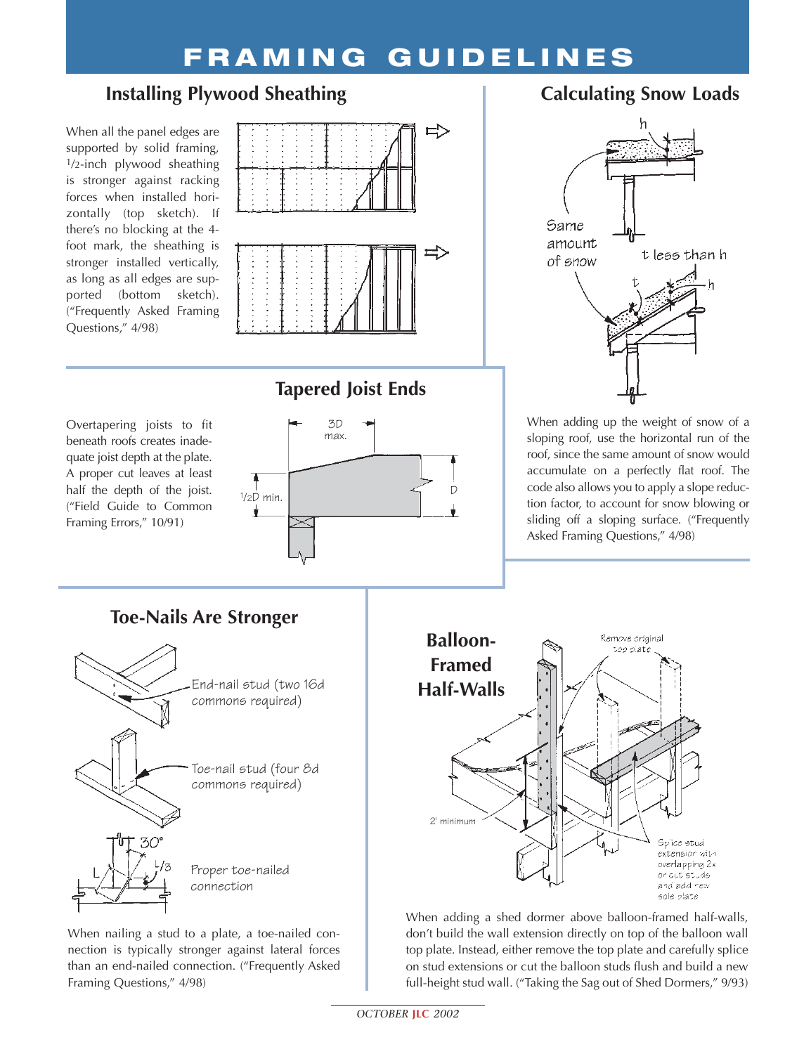# FRAMING GUIDELINES

## Installing Plywood Sheathing

When all the panel edges are supported by solid framing, 1/2-inch plywood sheathing is stronger against racking forces when installed horizontally (top sketch). If there's no blocking at the 4-foot mark, the sheathing is stronger installed vertically, as long as all edges are supported (bottom sketch). ("Frequently Asked Framing Questions," 4/98)

## Calculating Snow Loads

h

Same amount of snow

t less than h

t

h

When adding up the weight of snow of a sloping roof, use the horizontal run of the roof, since the same amount of snow would accumulate on a perfectly flat roof. The code also allows you to apply a slope reduction factor, to account for snow blowing or sliding off a sloping surface. ("Frequently Asked Framing Questions," 4/98)

## Tapered Joist Ends

Overtapering joists to fit beneath roofs creates inadequate joist depth at the plate. A proper cut leaves at least half the depth of the joist. ("Field Guide to Common Framing Errors," 10/91)

3D max.

1/2D min.

D

## Toe-Nails Are Stronger

End-nail stud (two 16d commons required)

Toe-nail stud (four 8d commons required)

30°

L

L/3

Proper toe-nailed connection

When nailing a stud to a plate, a toe-nailed connection is typically stronger against lateral forces than an end-nailed connection. ("Frequently Asked Framing Questions," 4/98)

## Balloon-Framed Half-Walls

Remove original top plate

2' minimum

Splice stud extension with overlapping 2x or cut studs and add new sole plate

When adding a shed dormer above balloon-framed half-walls, don't build the wall extension directly on top of the balloon wall top plate. Instead, either remove the top plate and carefully splice on stud extensions or cut the balloon studs flush and build a new full-height stud wall. ("Taking the Sag out of Shed Dormers," 9/93)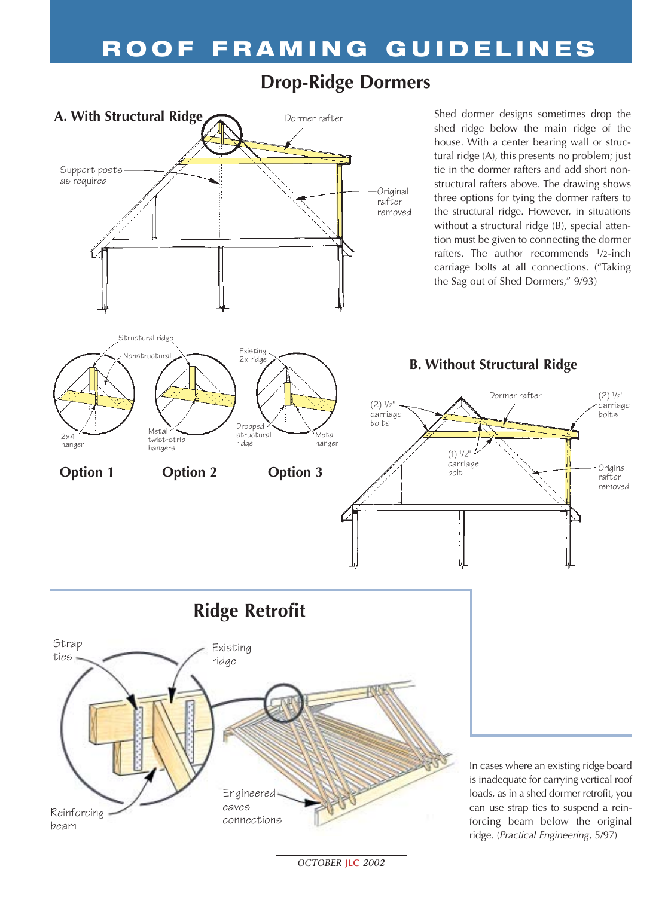# ROOF FRAMING GUIDELINES

## Drop-Ridge Dormers

### A. With Structural Ridge

Dormer rafter

Support posts as required

Original rafter removed

Shed dormer designs sometimes drop the shed ridge below the main ridge of the house. With a center bearing wall or structural ridge (A), this presents no problem; just tie in the dormer rafters and add short nonstructural rafters above. The drawing shows three options for tying the dormer rafters to the structural ridge. However, in situations without a structural ridge (B), special attention must be given to connecting the dormer rafters. The author recommends 1/2-inch carriage bolts at all connections. ("Taking the Sag out of Shed Dormers," 9/93)

Structural ridge

Nonstructural

2x4 hanger

Metal twist-strip hangers

Existing 2x ridge

Dropped structural ridge

Metal hanger

**Option 1** **Option 2** **Option 3**

### B. Without Structural Ridge

(2) 1/2" carriage bolts

Dormer rafter

(2) 1/2" carriage bolts

(1) 1/2" carriage bolt

Original rafter removed

## Ridge Retrofit

Strap ties

Existing ridge

Reinforcing beam

Engineered eaves connections

In cases where an existing ridge board is inadequate for carrying vertical roof loads, as in a shed dormer retrofit, you can use strap ties to suspend a reinforcing beam below the original ridge. (*Practical Engineering*, 5/97)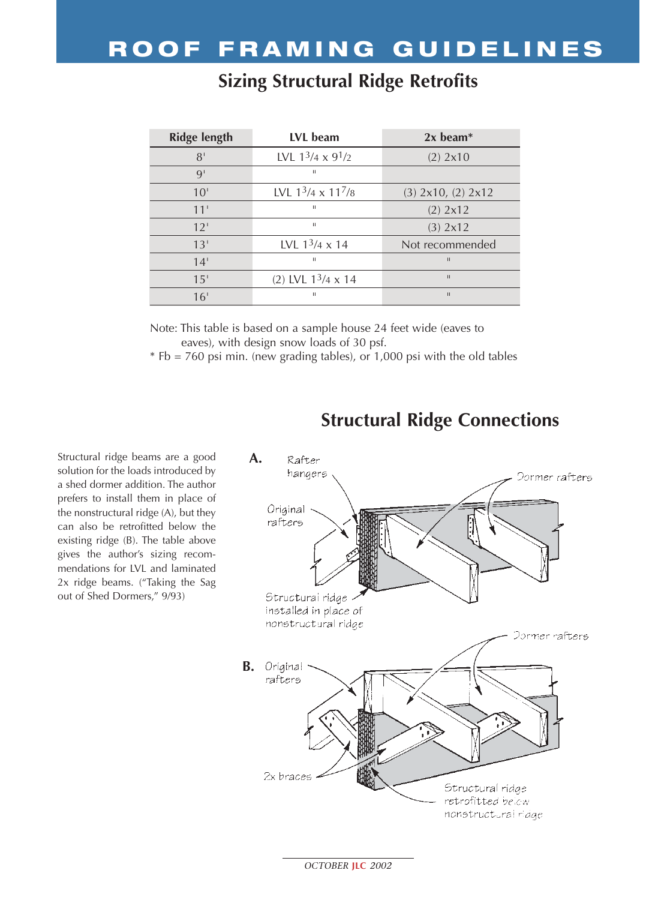# ROOF FRAMING GUIDELINES

## Sizing Structural Ridge Retrofits

| Ridge length | LVL beam | 2x beam* |
|---|---|---|
| 8' | LVL 1 3/4 x 9 1/2 | (2) 2x10 |
| 9' | " | |
| 10' | LVL 1 3/4 x 11 7/8 | (3) 2x10, (2) 2x12 |
| 11' | " | (2) 2x12 |
| 12' | " | (3) 2x12 |
| 13' | LVL 1 3/4 x 14 | Not recommended |
| 14' | " | " |
| 15' | (2) LVL 1 3/4 x 14 | " |
| 16' | " | " |

Note: This table is based on a sample house 24 feet wide (eaves to eaves), with design snow loads of 30 psf.

* Fb = 760 psi min. (new grading tables), or 1,000 psi with the old tables

## Structural Ridge Connections

Structural ridge beams are a good solution for the loads introduced by a shed dormer addition. The author prefers to install them in place of the nonstructural ridge (A), but they can also be retrofitted below the existing ridge (B). The table above gives the author's sizing recommendations for LVL and laminated 2x ridge beams. ("Taking the Sag out of Shed Dormers," 9/93)

**A.** Rafter hangers; Original rafters; Dormer rafters; Structural ridge installed in place of nonstructural ridge

**B.** Original rafters; Dormer rafters; 2x braces; Structural ridge retrofitted below nonstructural ridge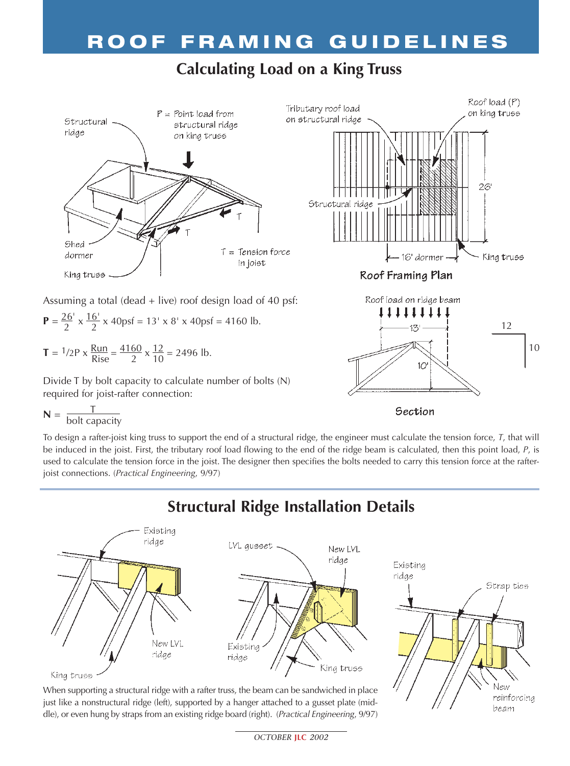# ROOF FRAMING GUIDELINES

## Calculating Load on a King Truss

Assuming a total (dead + live) roof design load of 40 psf:

$$\mathbf{P} = \frac{26'}{2} \times \frac{16'}{2} \times 40\text{psf} = 13' \times 8' \times 40\text{psf} = 4160 \text{ lb.}$$

$$\mathbf{T} = {}^{1}/{}_{2}\text{P} \times \frac{\text{Run}}{\text{Rise}} = \frac{4160}{2} \times \frac{12}{10} = 2496 \text{ lb.}$$

Divide T by bolt capacity to calculate number of bolts (N) required for joist-rafter connection:

$$\mathbf{N} = \frac{\text{T}}{\text{bolt capacity}}$$

To design a rafter-joist king truss to support the end of a structural ridge, the engineer must calculate the tension force, *T*, that will be induced in the joist. First, the tributary roof load flowing to the end of the ridge beam is calculated, then this point load, *P*, is used to calculate the tension force in the joist. The designer then specifies the bolts needed to carry this tension force at the rafter-joist connections. (*Practical Engineering*, 9/97)

## Structural Ridge Installation Details

When supporting a structural ridge with a rafter truss, the beam can be sandwiched in place just like a nonstructural ridge (left), supported by a hanger attached to a gusset plate (middle), or even hung by straps from an existing ridge board (right). (*Practical Engineering*, 9/97)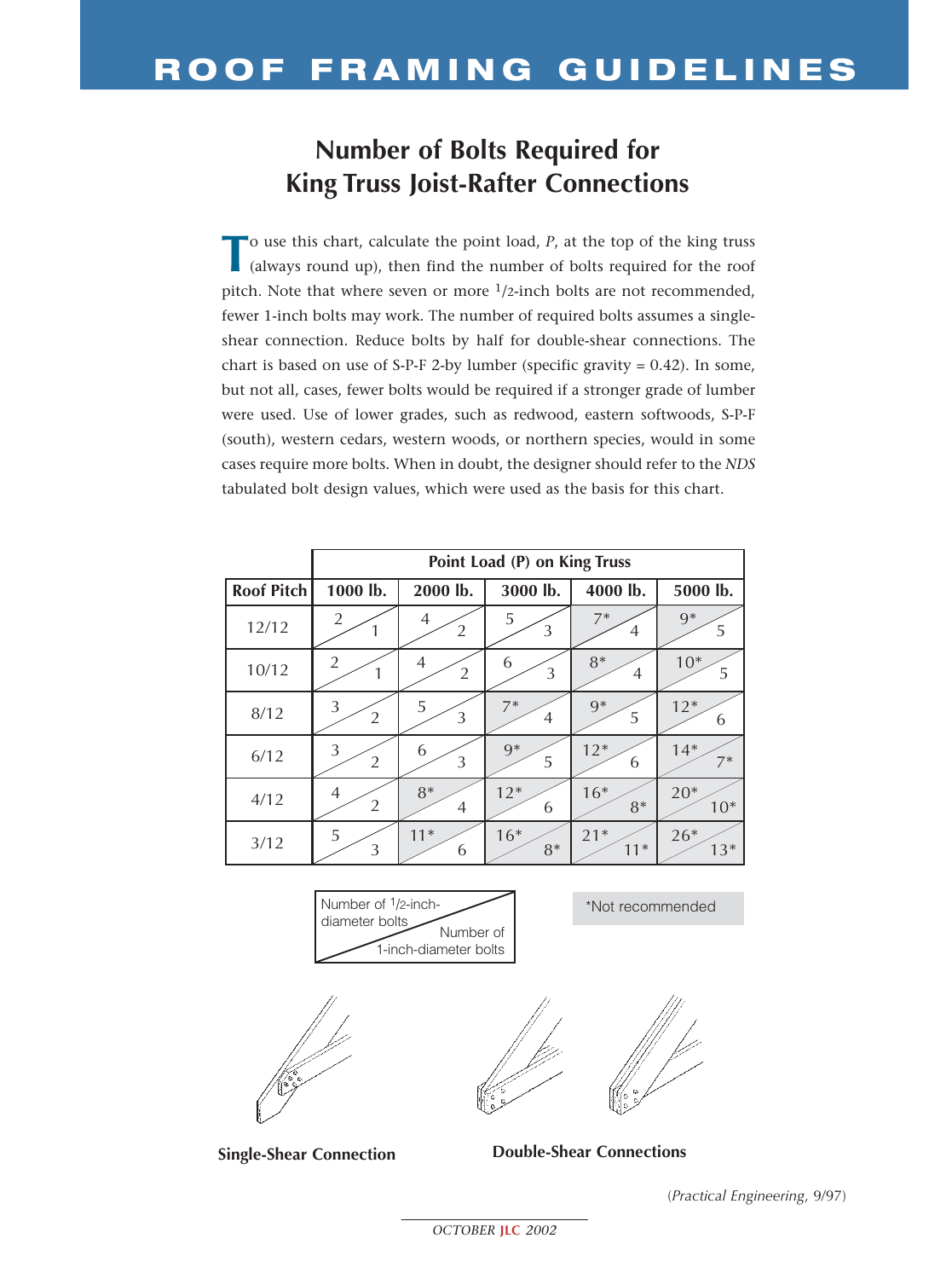# ROOF FRAMING GUIDELINES

## Number of Bolts Required for King Truss Joist-Rafter Connections

To use this chart, calculate the point load, *P*, at the top of the king truss (always round up), then find the number of bolts required for the roof pitch. Note that where seven or more 1/2-inch bolts are not recommended, fewer 1-inch bolts may work. The number of required bolts assumes a single-shear connection. Reduce bolts by half for double-shear connections. The chart is based on use of S-P-F 2-by lumber (specific gravity = 0.42). In some, but not all, cases, fewer bolts would be required if a stronger grade of lumber were used. Use of lower grades, such as redwood, eastern softwoods, S-P-F (south), western cedars, western woods, or northern species, would in some cases require more bolts. When in doubt, the designer should refer to the *NDS* tabulated bolt design values, which were used as the basis for this chart.

| | Point Load (P) on King Truss | | | | |
|---|---|---|---|---|---|
| **Roof Pitch** | **1000 lb.** | **2000 lb.** | **3000 lb.** | **4000 lb.** | **5000 lb.** |
| 12/12 | 2 / 1 | 4 / 2 | 5 / 3 | 7* / 4 | 9* / 5 |
| 10/12 | 2 / 1 | 4 / 2 | 6 / 3 | 8* / 4 | 10* / 5 |
| 8/12 | 3 / 2 | 5 / 3 | 7* / 4 | 9* / 5 | 12* / 6 |
| 6/12 | 3 / 2 | 6 / 3 | 9* / 5 | 12* / 6 | 14* / 7* |
| 4/12 | 4 / 2 | 8* / 4 | 12* / 6 | 16* / 8* | 20* / 10* |
| 3/12 | 5 / 3 | 11* / 6 | 16* / 8* | 21* / 11* | 26* / 13* |

Key: Number of 1/2-inch-diameter bolts / Number of 1-inch-diameter bolts

*Not recommended

**Single-Shear Connection**

**Double-Shear Connections**

(*Practical Engineering*, 9/97)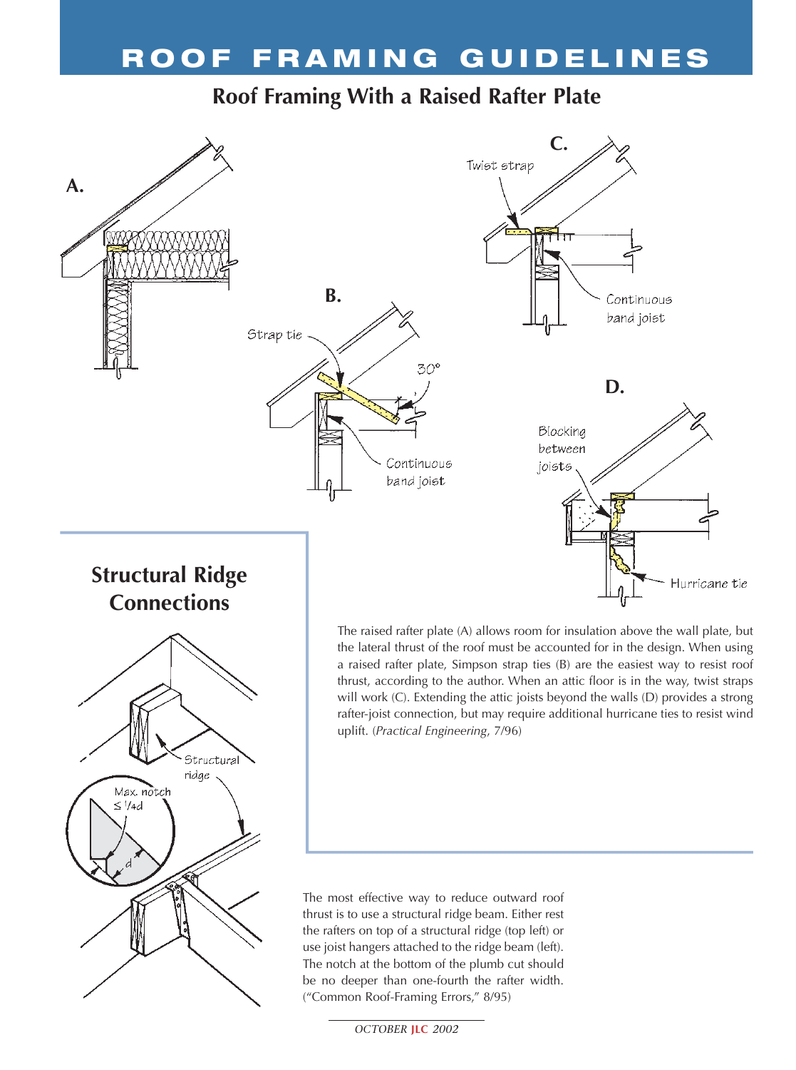# ROOF FRAMING GUIDELINES

## Roof Framing With a Raised Rafter Plate

A.

B.

Strap tie

30°

Continuous band joist

C.

Twist strap

Continuous band joist

D.

Blocking between joists

Hurricane tie

The raised rafter plate (A) allows room for insulation above the wall plate, but the lateral thrust of the roof must be accounted for in the design. When using a raised rafter plate, Simpson strap ties (B) are the easiest way to resist roof thrust, according to the author. When an attic floor is in the way, twist straps will work (C). Extending the attic joists beyond the walls (D) provides a strong rafter-joist connection, but may require additional hurricane ties to resist wind uplift. (*Practical Engineering*, 7/96)

## Structural Ridge Connections

Structural ridge

Max. notch ≤ 1/4d

d

The most effective way to reduce outward roof thrust is to use a structural ridge beam. Either rest the rafters on top of a structural ridge (top left) or use joist hangers attached to the ridge beam (left). The notch at the bottom of the plumb cut should be no deeper than one-fourth the rafter width. ("Common Roof-Framing Errors," 8/95)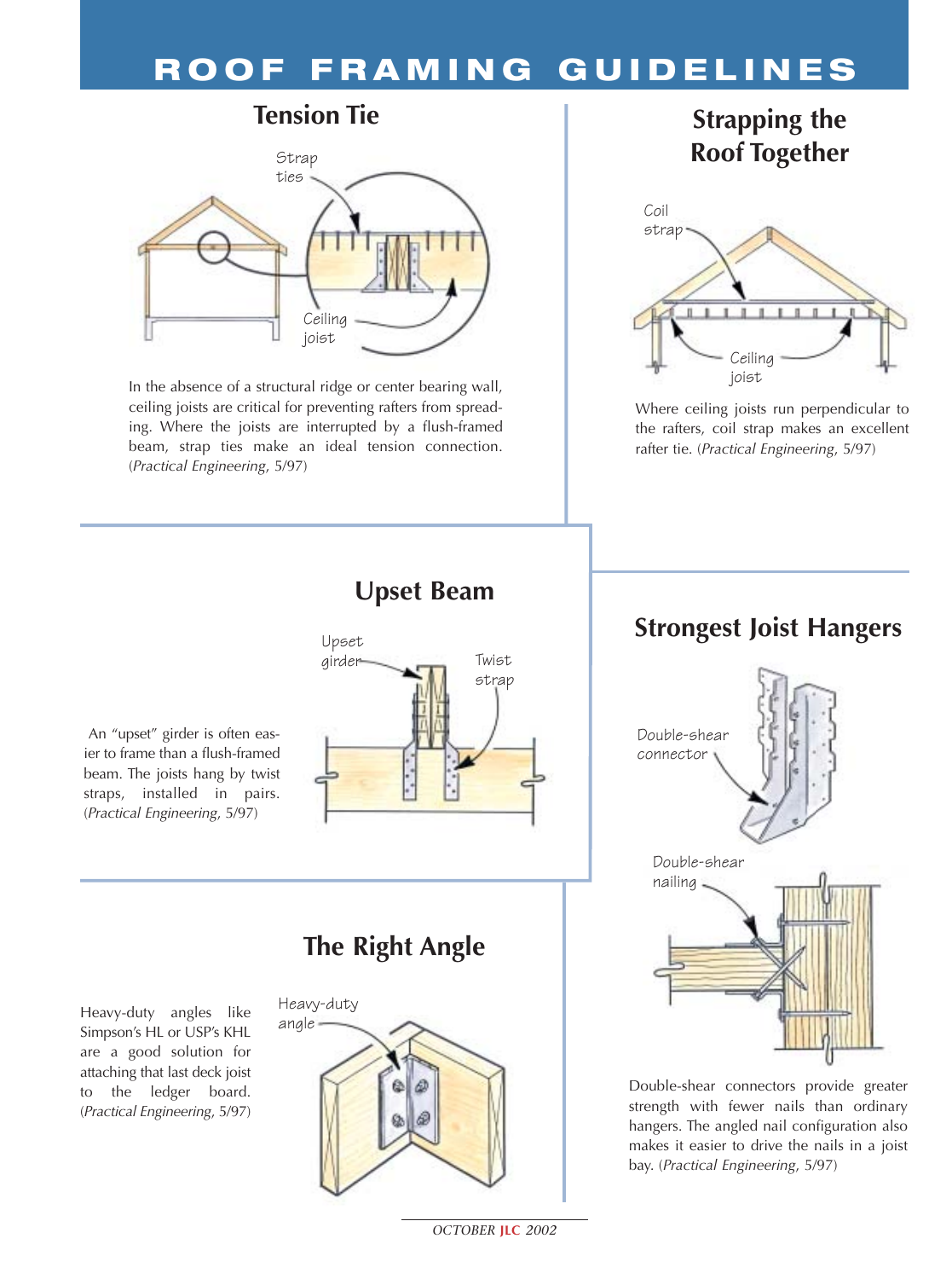# ROOF FRAMING GUIDELINES

## Tension Tie

Strap ties

Ceiling joist

In the absence of a structural ridge or center bearing wall, ceiling joists are critical for preventing rafters from spreading. Where the joists are interrupted by a flush-framed beam, strap ties make an ideal tension connection. (*Practical Engineering*, 5/97)

## Strapping the Roof Together

Coil strap

Ceiling joist

Where ceiling joists run perpendicular to the rafters, coil strap makes an excellent rafter tie. (*Practical Engineering*, 5/97)

## Upset Beam

Upset girder

Twist strap

An "upset" girder is often easier to frame than a flush-framed beam. The joists hang by twist straps, installed in pairs. (*Practical Engineering*, 5/97)

## Strongest Joist Hangers

Double-shear connector

Double-shear nailing

Double-shear connectors provide greater strength with fewer nails than ordinary hangers. The angled nail configuration also makes it easier to drive the nails in a joist bay. (*Practical Engineering*, 5/97)

## The Right Angle

Heavy-duty angle

Heavy-duty angles like Simpson's HL or USP's KHL are a good solution for attaching that last deck joist to the ledger board. (*Practical Engineering*, 5/97)